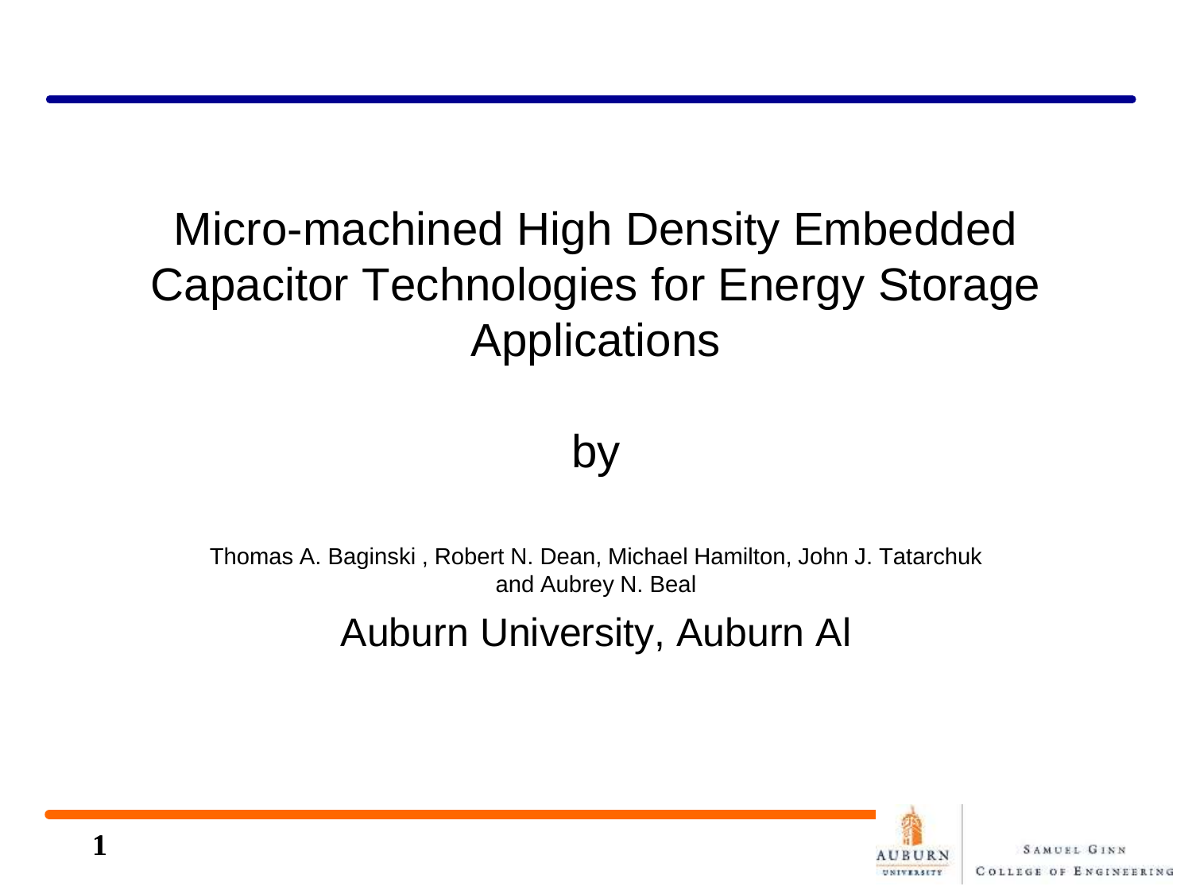# Micro-machined High Density Embedded Capacitor Technologies for Energy Storage Applications

by

Thomas A. Baginski , Robert N. Dean, Michael Hamilton, John J. Tatarchuk and Aubrey N. Beal

Auburn University, Auburn Al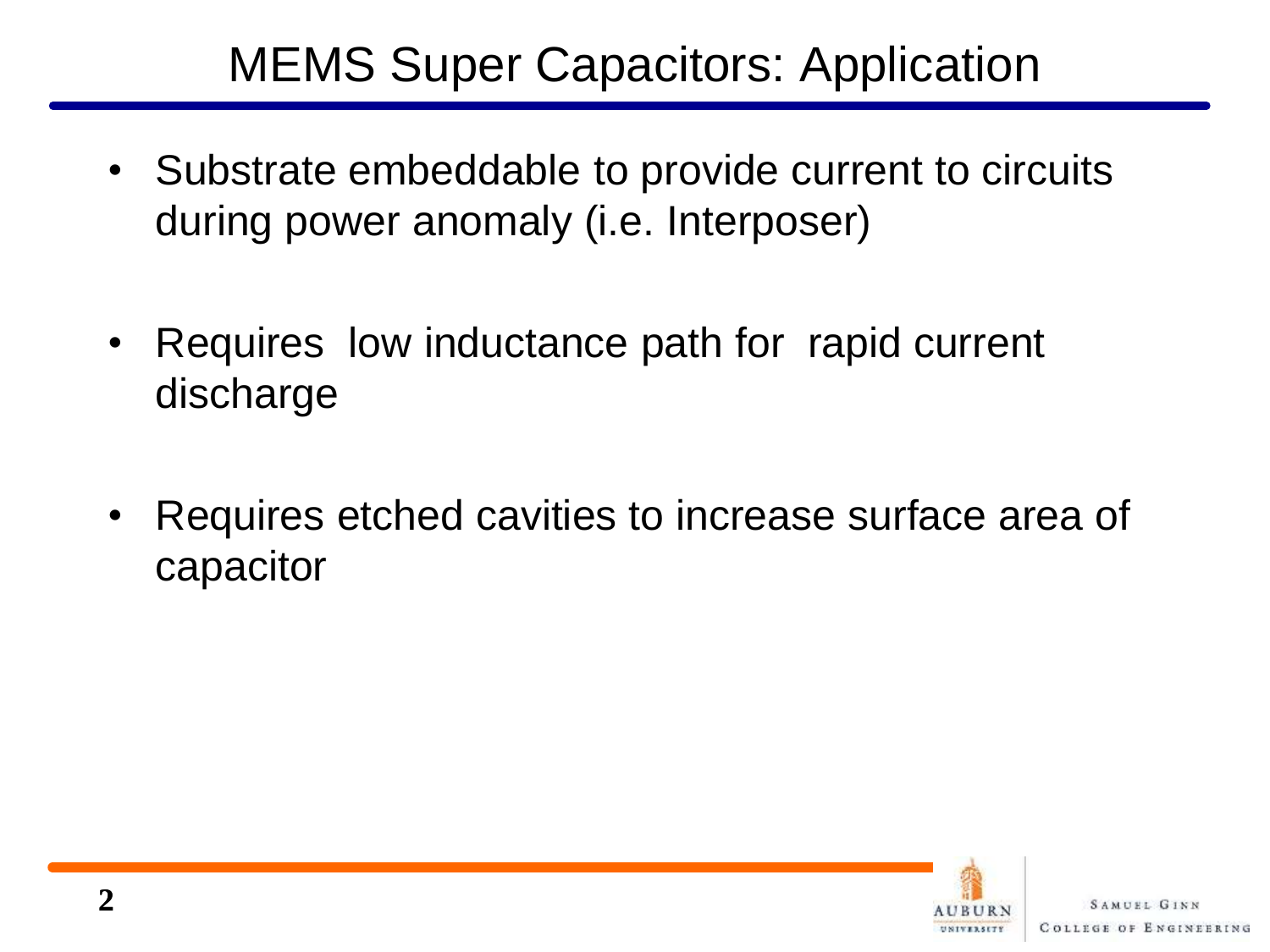# MEMS Super Capacitors: Application

- Substrate embeddable to provide current to circuits during power anomaly (i.e. Interposer)
- Requires low inductance path for rapid current discharge
- Requires etched cavities to increase surface area of capacitor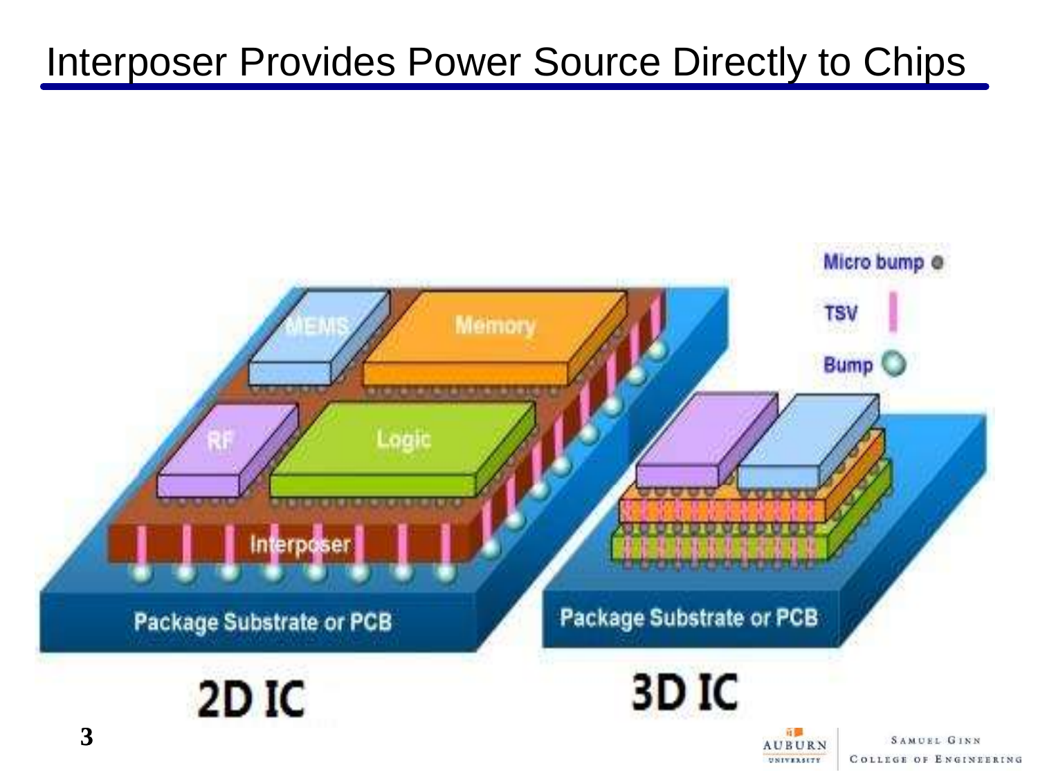# Interposer Provides Power Source Directly to Chips

Micro bump

TSV

Bump

MEMS

Memory

RF

Logic

Interposer

Package Substrate or PCB

Package Substrate or PCB

2D IC

3D IC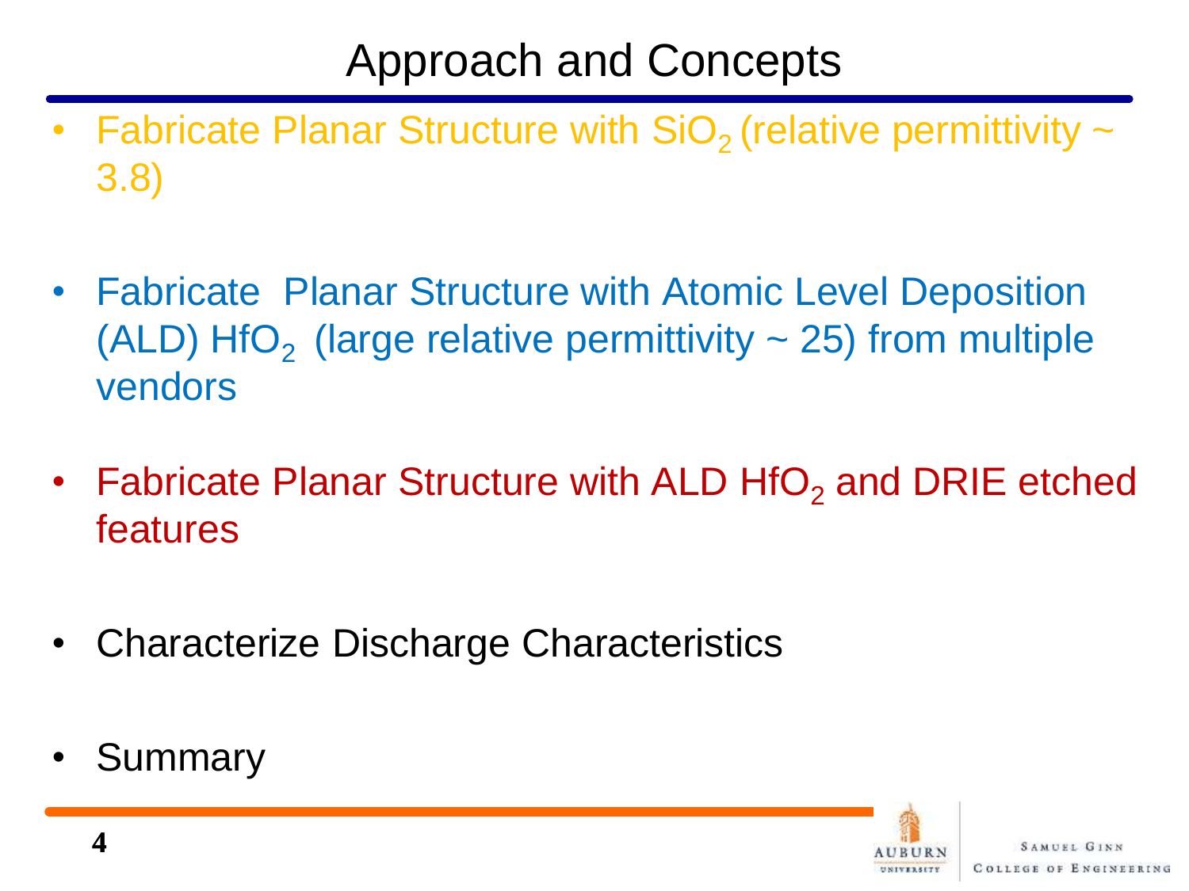# Approach and Concepts

- Fabricate Planar Structure with $SiO_2$ (relative permittivity ~ 3.8)

- Fabricate Planar Structure with Atomic Level Deposition (ALD) $HfO_2$ (large relative permittivity ~ 25) from multiple vendors

- Fabricate Planar Structure with ALD $HfO_2$ and DRIE etched features

- Characterize Discharge Characteristics

- Summary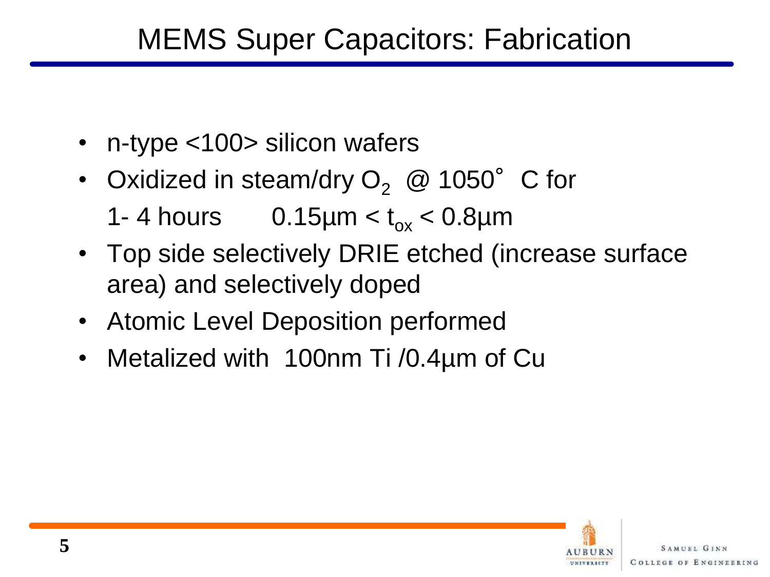# MEMS Super Capacitors: Fabrication

- n-type <100> silicon wafers
- Oxidized in steam/dry $O_2$ @ 1050° C for 1- 4 hours $0.15\mu m < t_{ox} < 0.8\mu m$
- Top side selectively DRIE etched (increase surface area) and selectively doped
- Atomic Level Deposition performed
- Metalized with 100nm Ti /0.4µm of Cu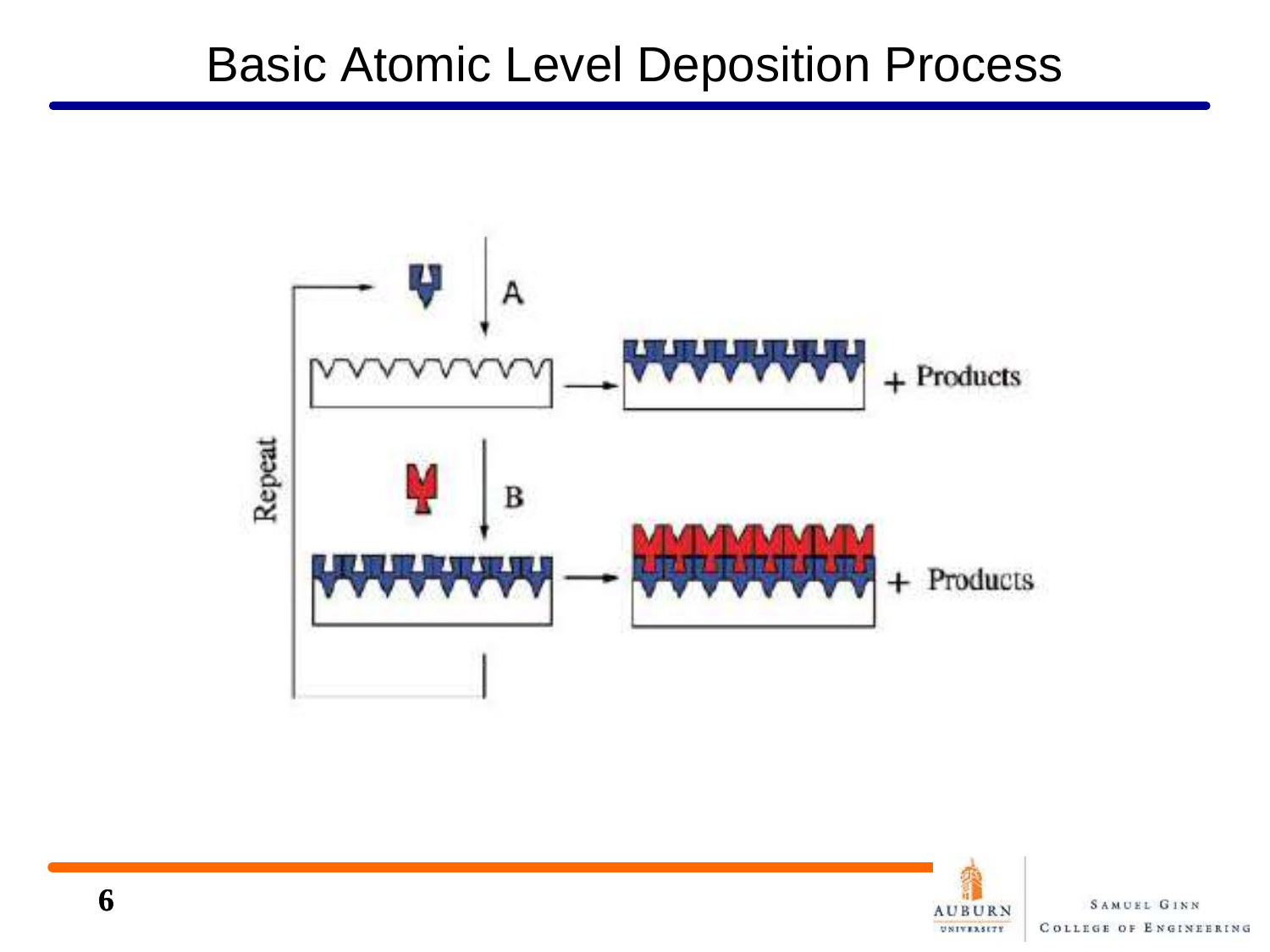# Basic Atomic Level Deposition Process

A

+ Products

B

+ Products

Repeat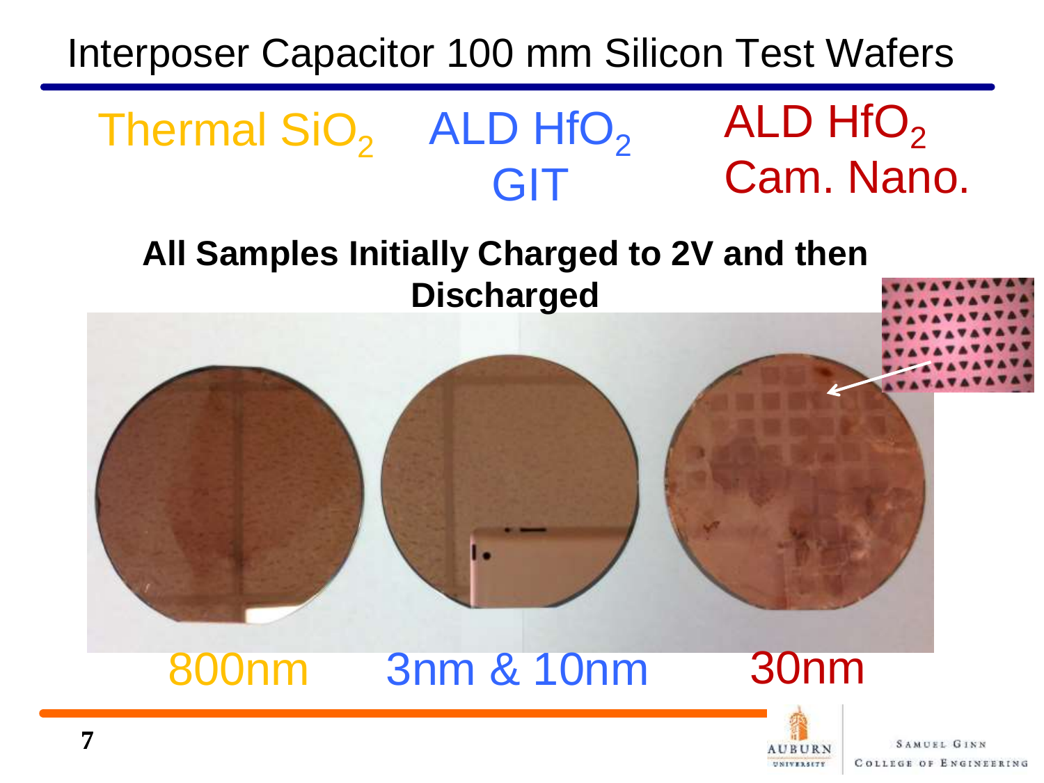# Interposer Capacitor 100 mm Silicon Test Wafers

Thermal $SiO_2$ | ALD $HfO_2$ GIT | ALD $HfO_2$ Cam. Nano.

**All Samples Initially Charged to 2V and then Discharged**

800nm | 3nm & 10nm | 30nm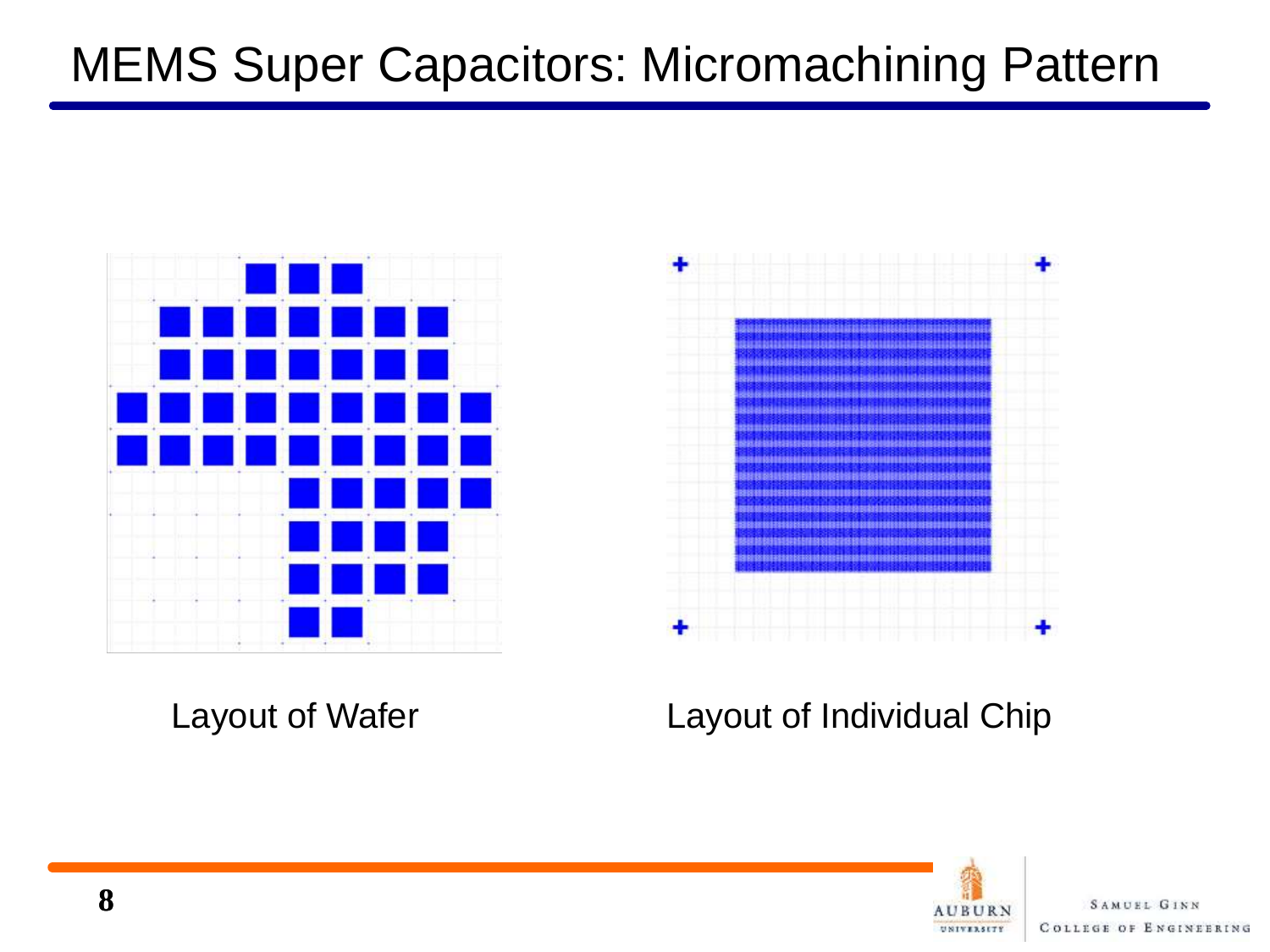# MEMS Super Capacitors: Micromachining Pattern

Layout of Wafer

Layout of Individual Chip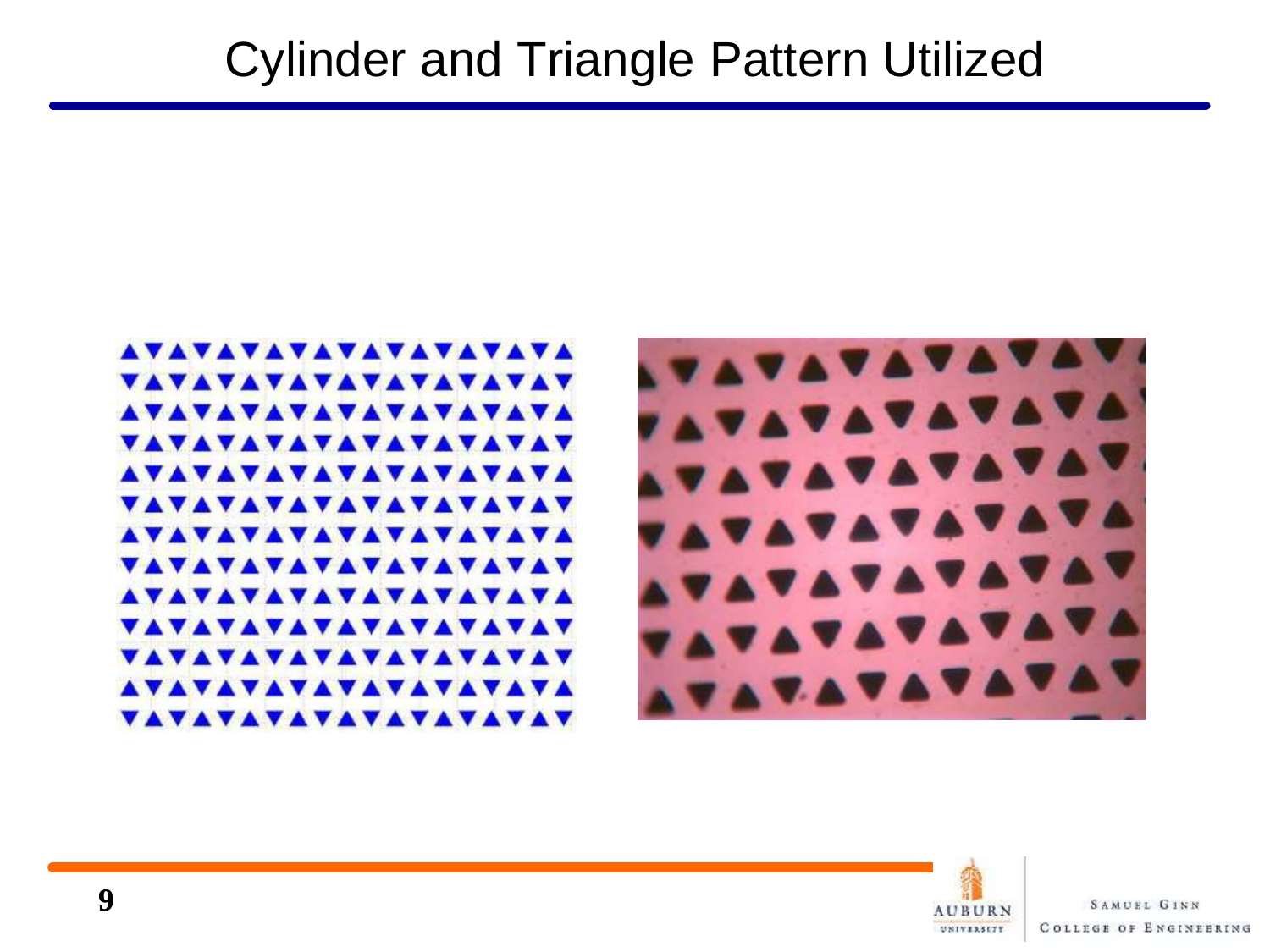# Cylinder and Triangle Pattern Utilized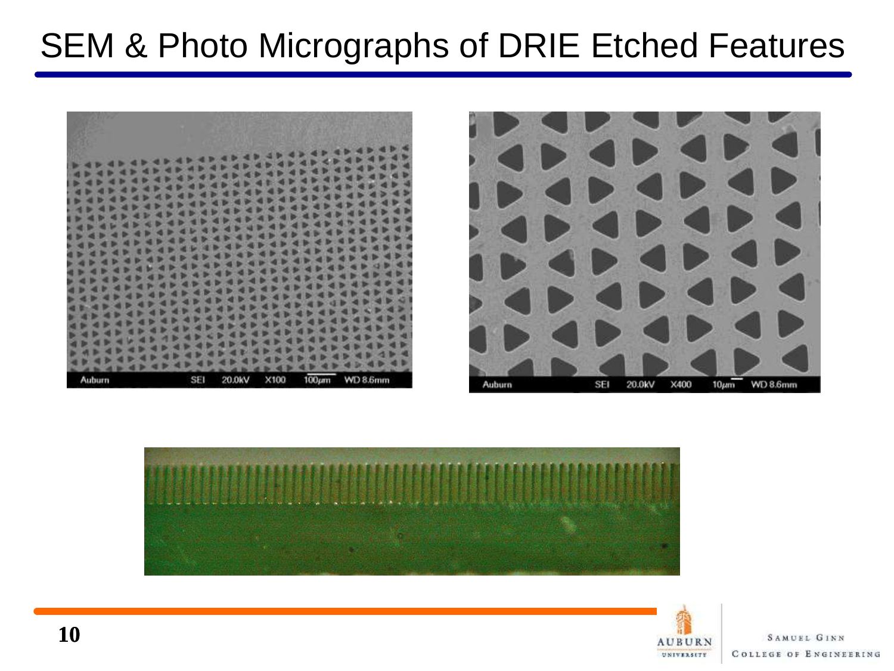# SEM & Photo Micrographs of DRIE Etched Features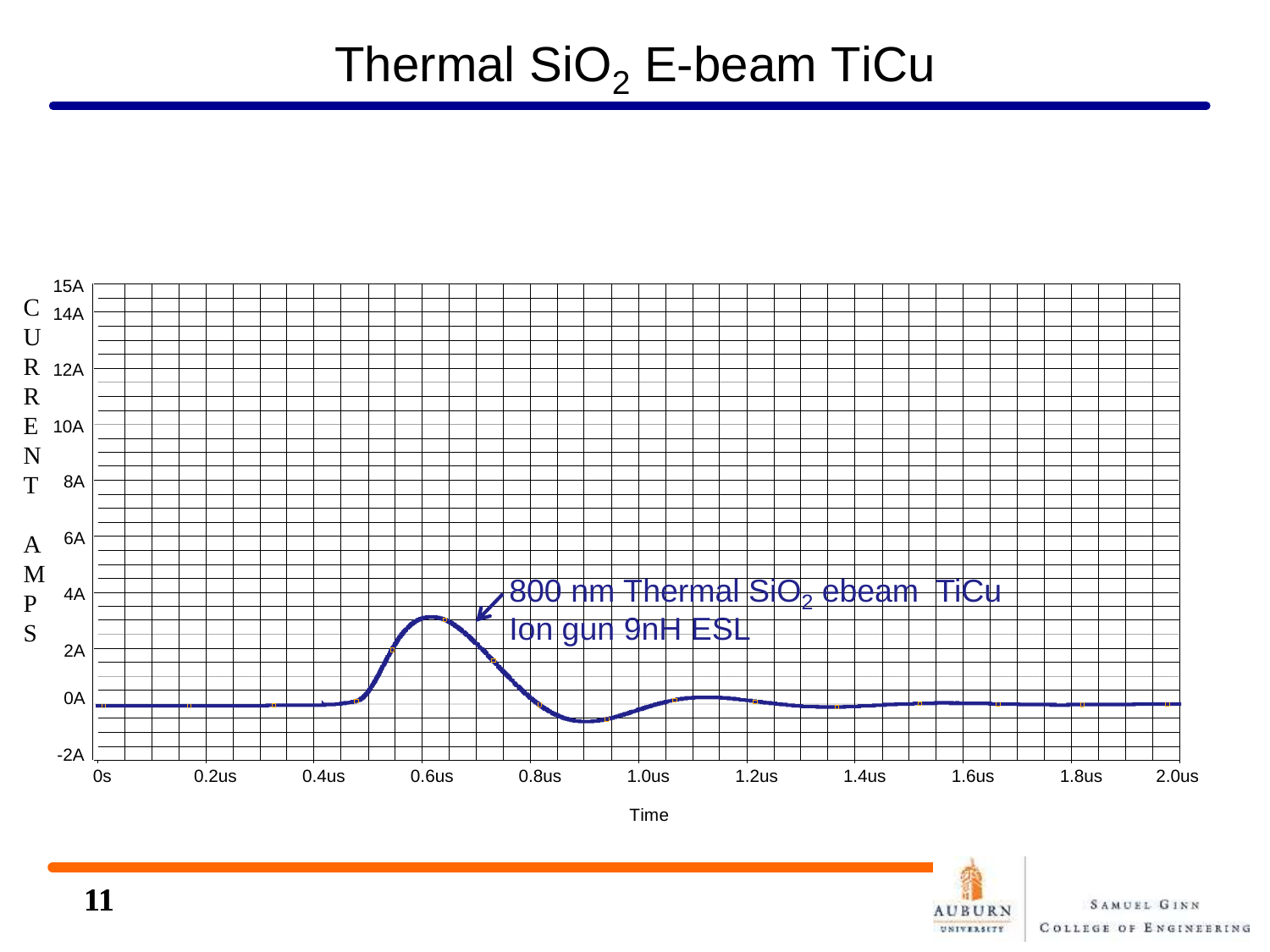# Thermal $SiO_2$ E-beam TiCu

CURRENT AMPS

15A, 14A, 12A, 10A, 8A, 6A, 4A, 2A, 0A, -2A

800 nm Thermal $SiO_2$ ebeam TiCu
Ion gun 9nH ESL

0s, 0.2us, 0.4us, 0.6us, 0.8us, 1.0us, 1.2us, 1.4us, 1.6us, 1.8us, 2.0us

Time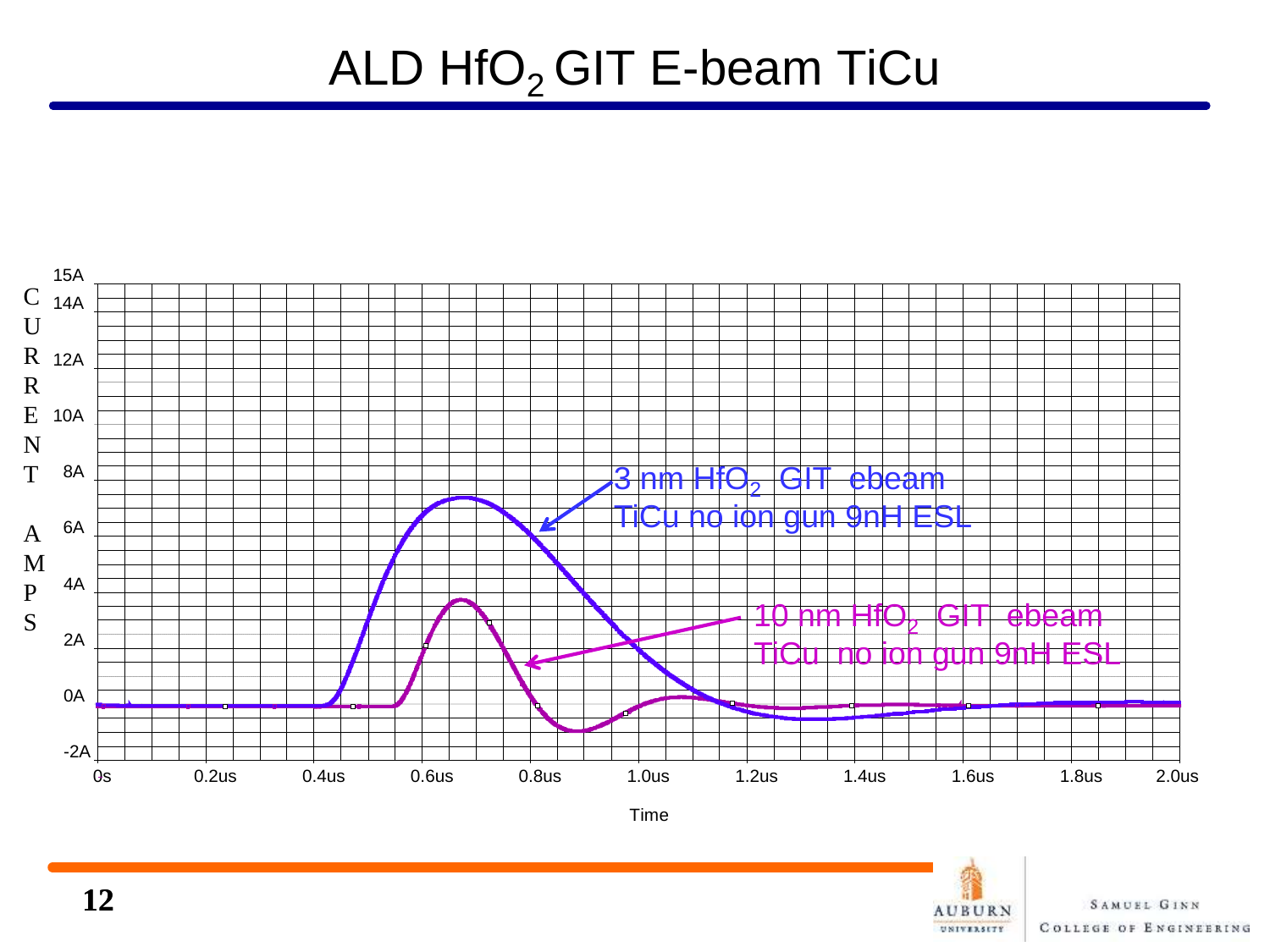# ALD $HfO_2$ GIT E-beam TiCu

CURRENT AMPS

15A
14A
12A
10A
8A
6A
4A
2A
0A
-2A

0s 0.2us 0.4us 0.6us 0.8us 1.0us 1.2us 1.4us 1.6us 1.8us 2.0us

Time

3 nm $HfO_2$ GIT ebeam TiCu no ion gun 9nH ESL

10 nm $HfO_2$ GIT ebeam TiCu no ion gun 9nH ESL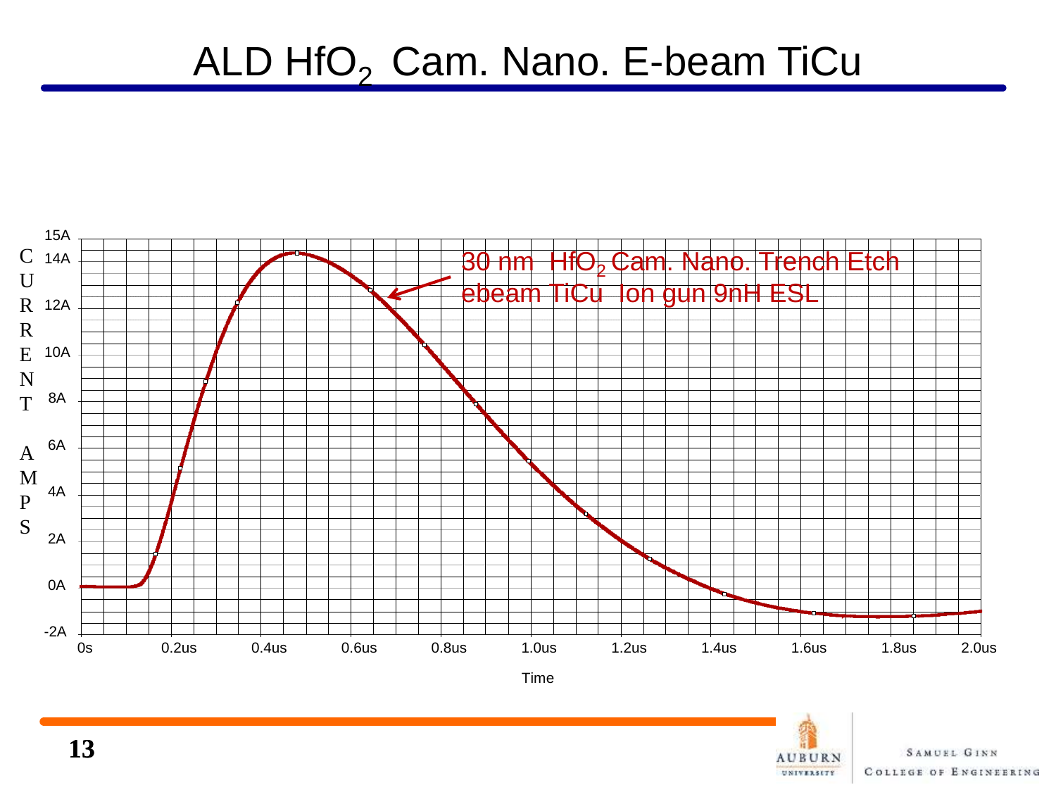# ALD $HfO_2$ Cam. Nano. E-beam TiCu

30 nm $HfO_2$ Cam. Nano. Trench Etch ebeam TiCu Ion gun 9nH ESL

CURRENT AMPS

Time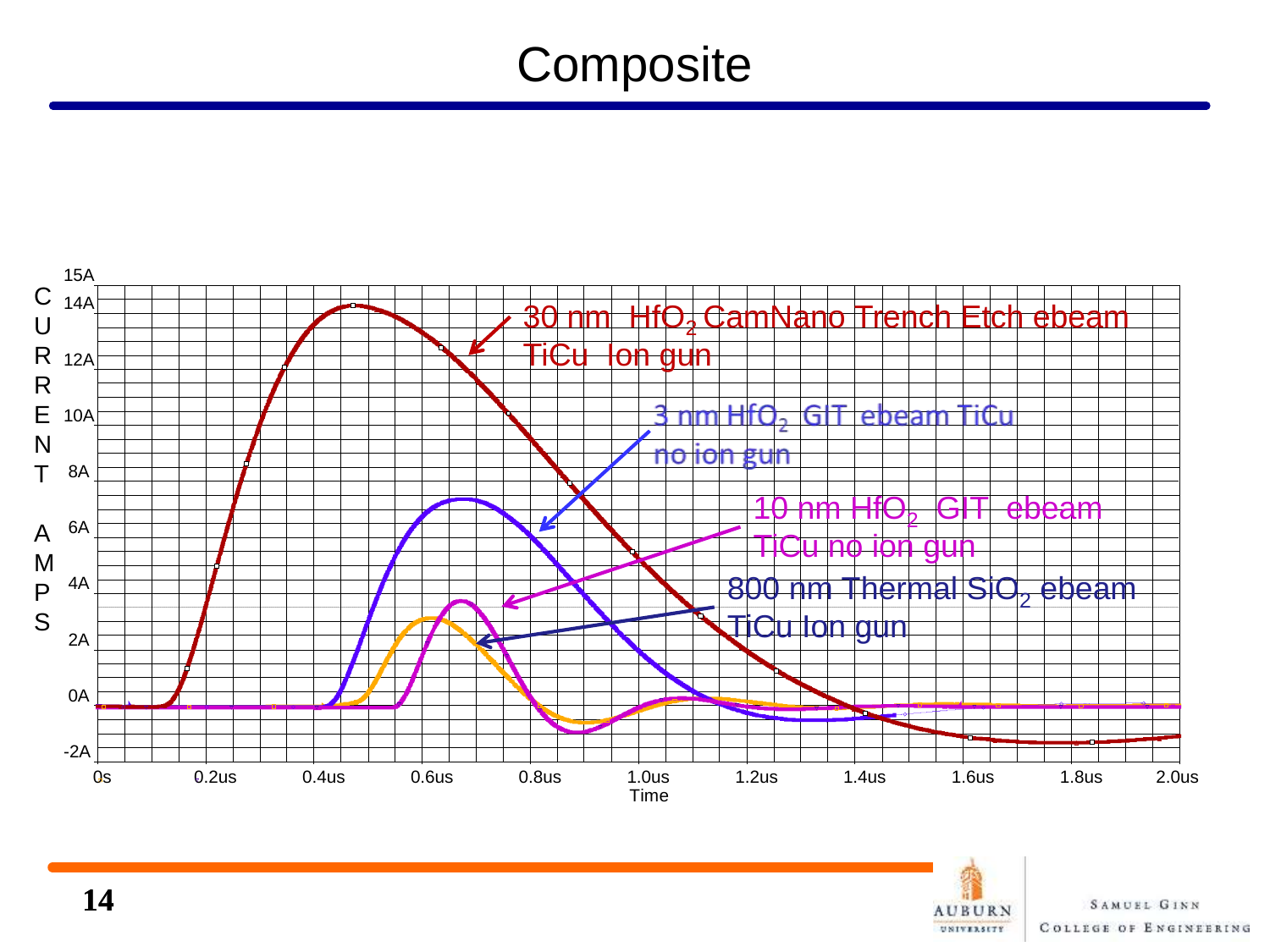# Composite

C U R R E N T A M P S

15A
14A
12A
10A
8A
6A
4A
2A
0A
-2A

0s 0.2us 0.4us 0.6us 0.8us 1.0us 1.2us 1.4us 1.6us 1.8us 2.0us

Time

30 nm $HfO_2$ CamNano Trench Etch ebeam TiCu Ion gun

3 nm $HfO_2$ GIT ebeam TiCu no ion gun

10 nm $HfO_2$ GIT ebeam TiCu no ion gun

800 nm Thermal $SiO_2$ ebeam TiCu Ion gun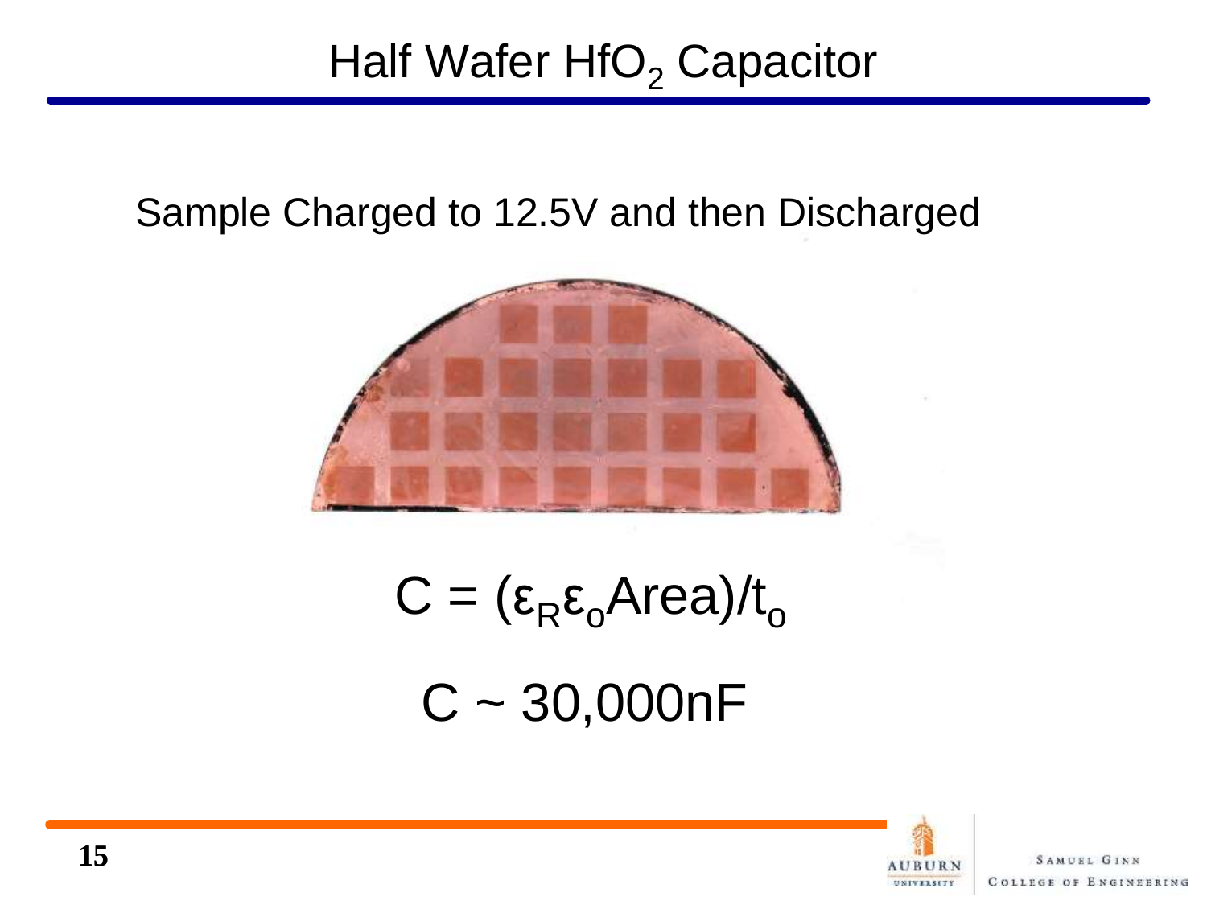# Half Wafer $HfO_2$ Capacitor

Sample Charged to 12.5V and then Discharged

$$C = (\varepsilon_R \varepsilon_o \text{Area})/t_o$$

$$C \sim 30{,}000\text{nF}$$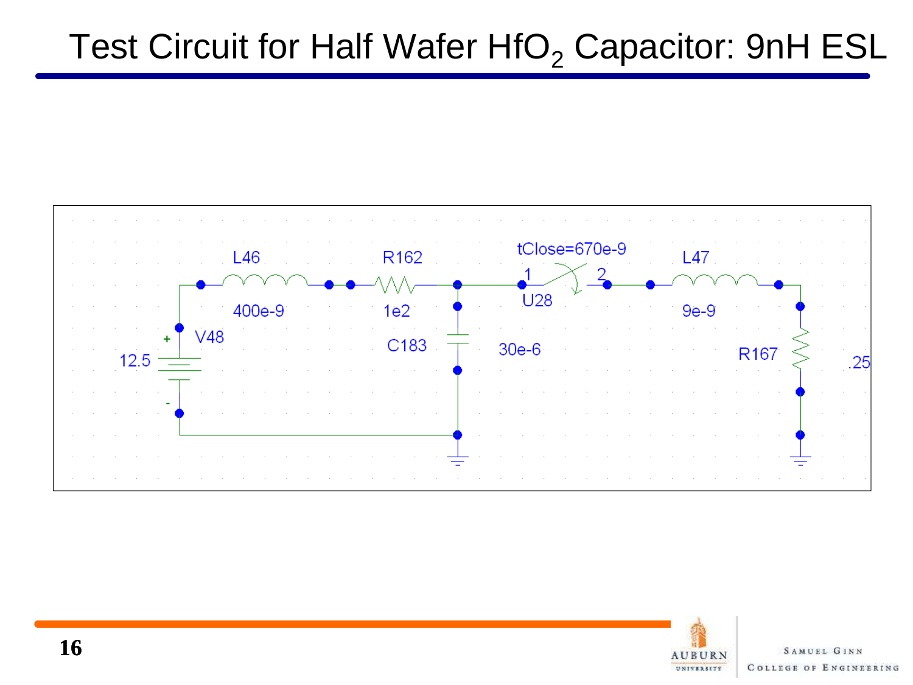# Test Circuit for Half Wafer $HfO_2$ Capacitor: 9nH ESL

L46 400e-9

R162 1e2

tClose=670e-9

U28

L47 9e-9

V48 12.5

C183 30e-6

R167 .25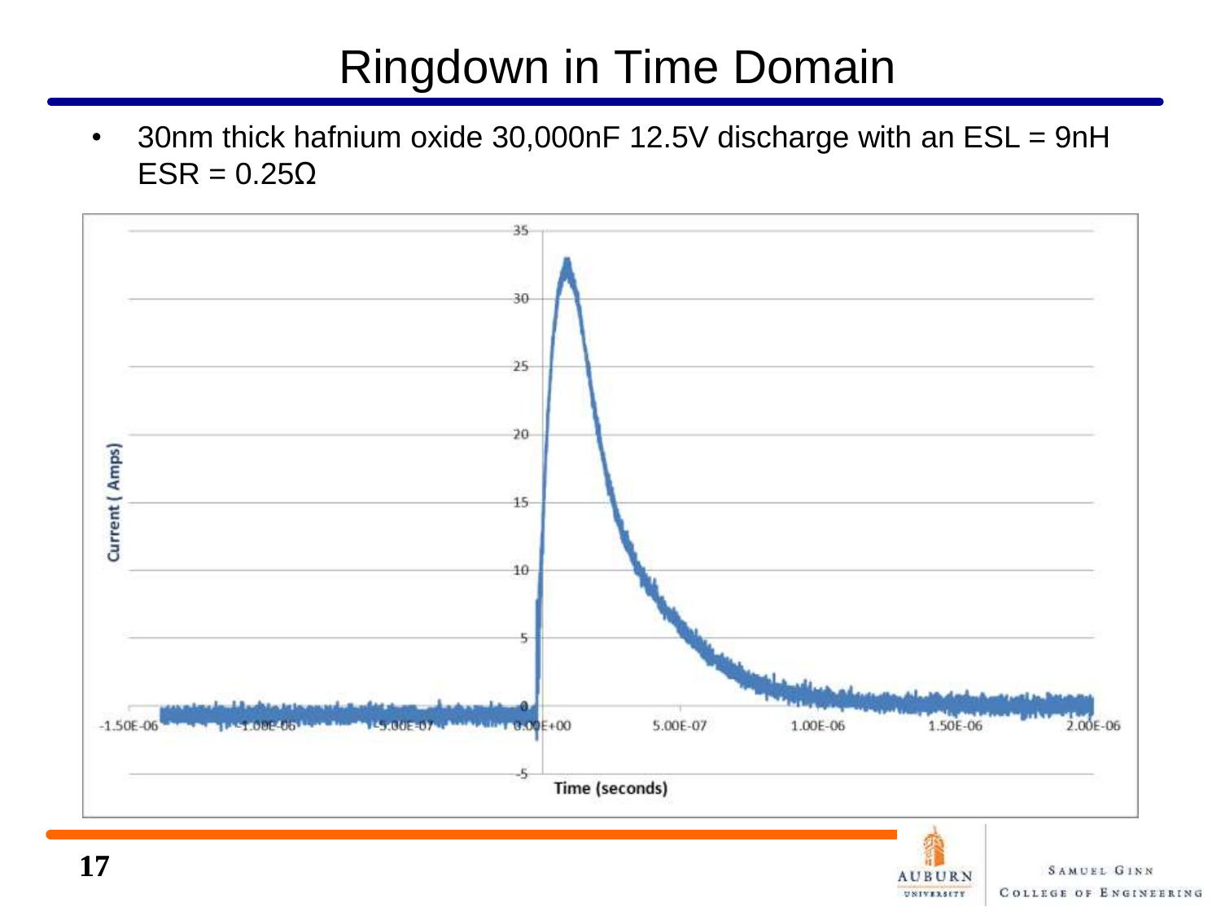# Ringdown in Time Domain

- 30nm thick hafnium oxide 30,000nF 12.5V discharge with an ESL = 9nH ESR = 0.25Ω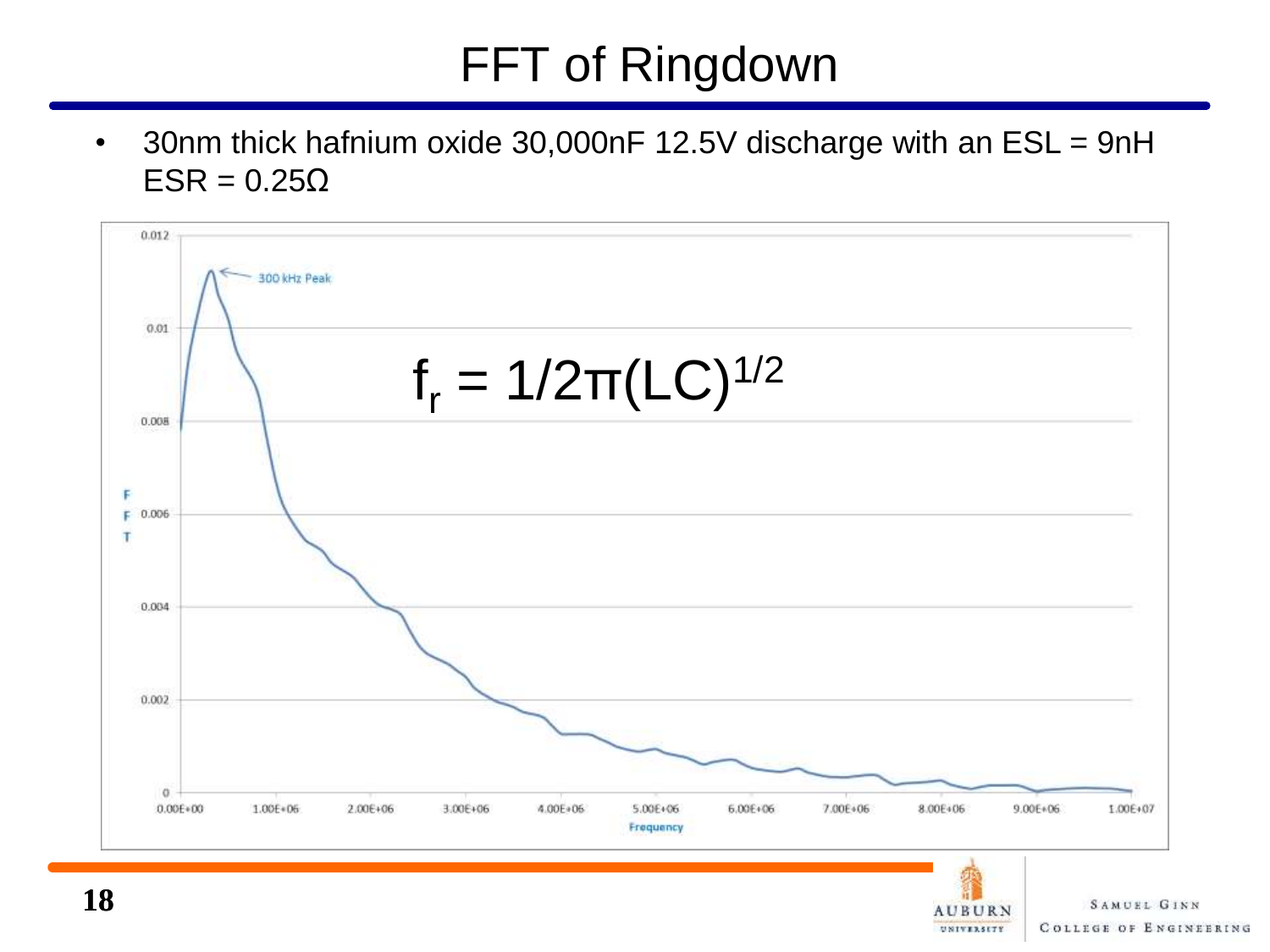# FFT of Ringdown

- 30nm thick hafnium oxide 30,000nF 12.5V discharge with an ESL = 9nH ESR = 0.25Ω

300 kHz Peak

$$f_r = 1/2\pi(LC)^{1/2}$$

FFT

Frequency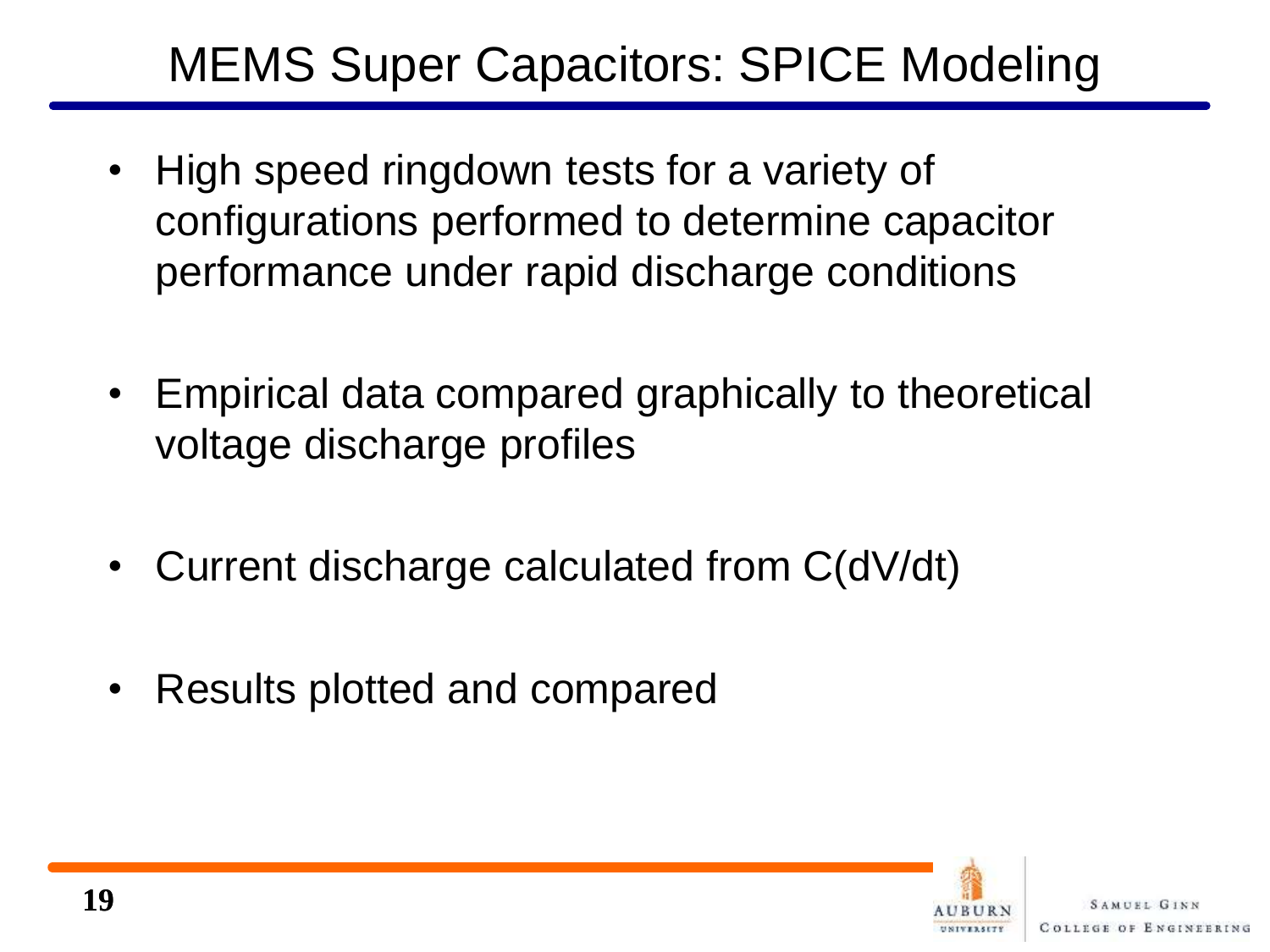# MEMS Super Capacitors: SPICE Modeling

- High speed ringdown tests for a variety of configurations performed to determine capacitor performance under rapid discharge conditions
- Empirical data compared graphically to theoretical voltage discharge profiles
- Current discharge calculated from $C(dV/dt)$
- Results plotted and compared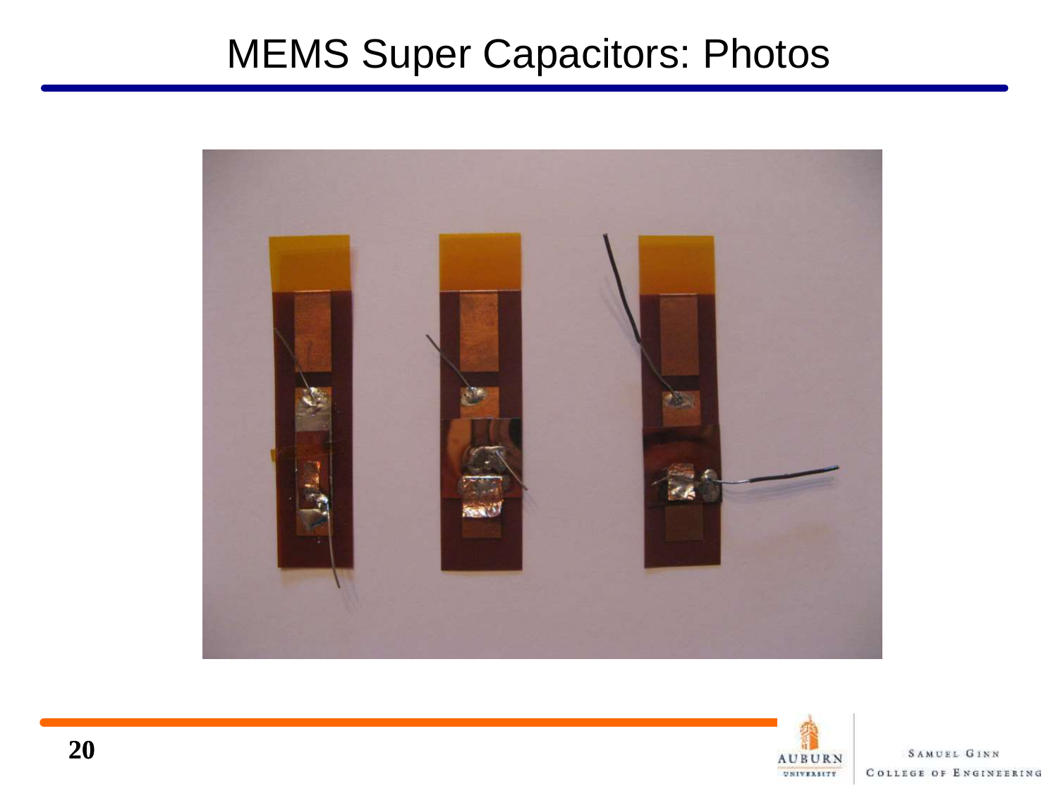# MEMS Super Capacitors: Photos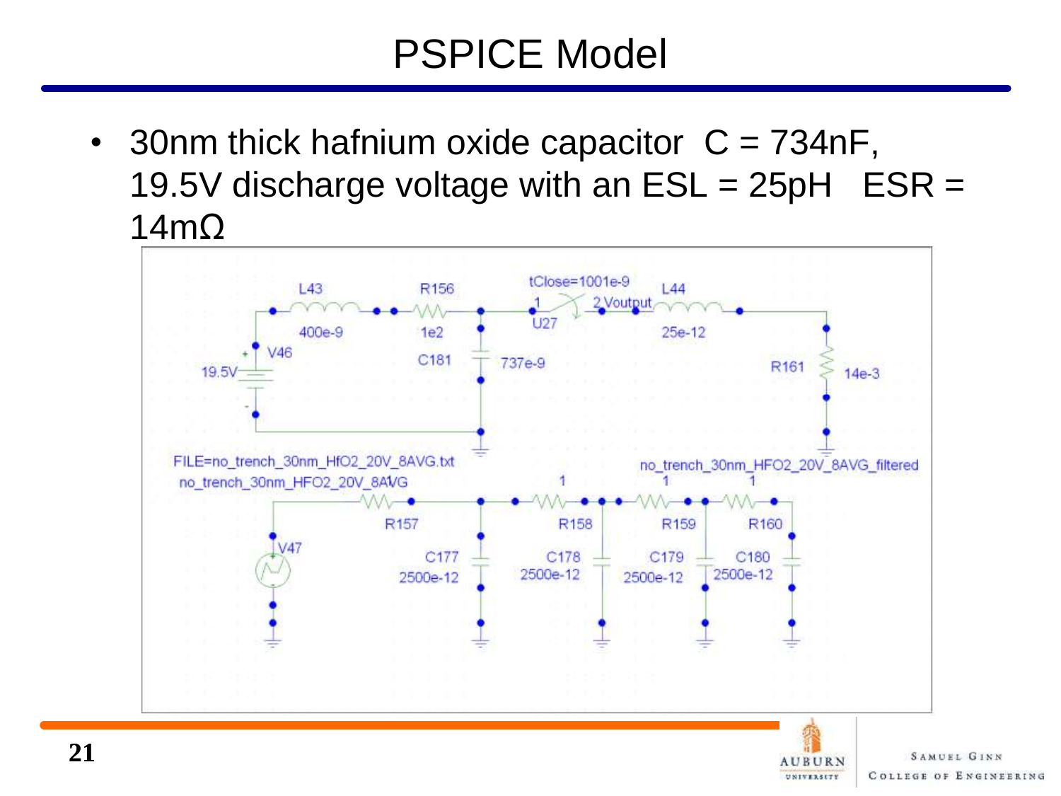# PSPICE Model

- 30nm thick hafnium oxide capacitor C = 734nF, 19.5V discharge voltage with an ESL = 25pH ESR = 14mΩ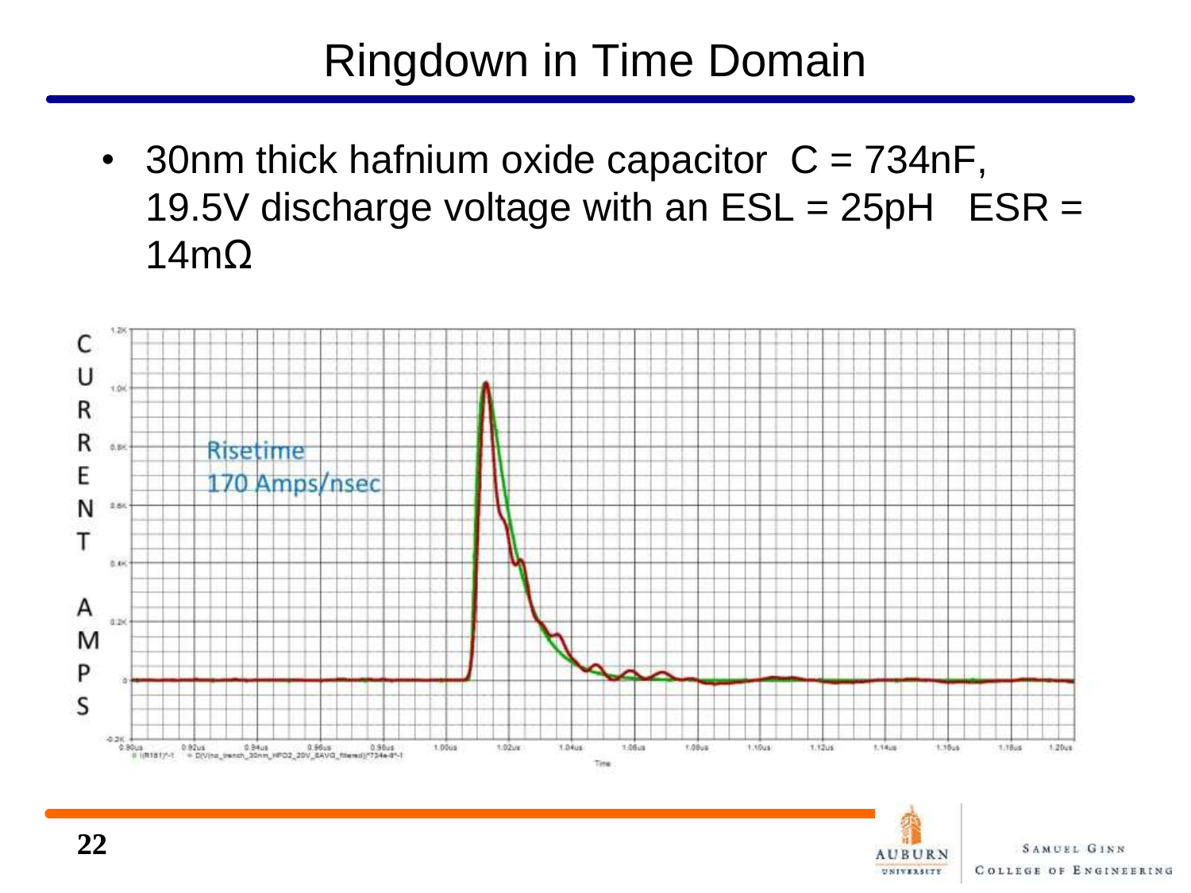# Ringdown in Time Domain

- 30nm thick hafnium oxide capacitor C = 734nF, 19.5V discharge voltage with an ESL = 25pH ESR = 14mΩ

Risetime
170 Amps/nsec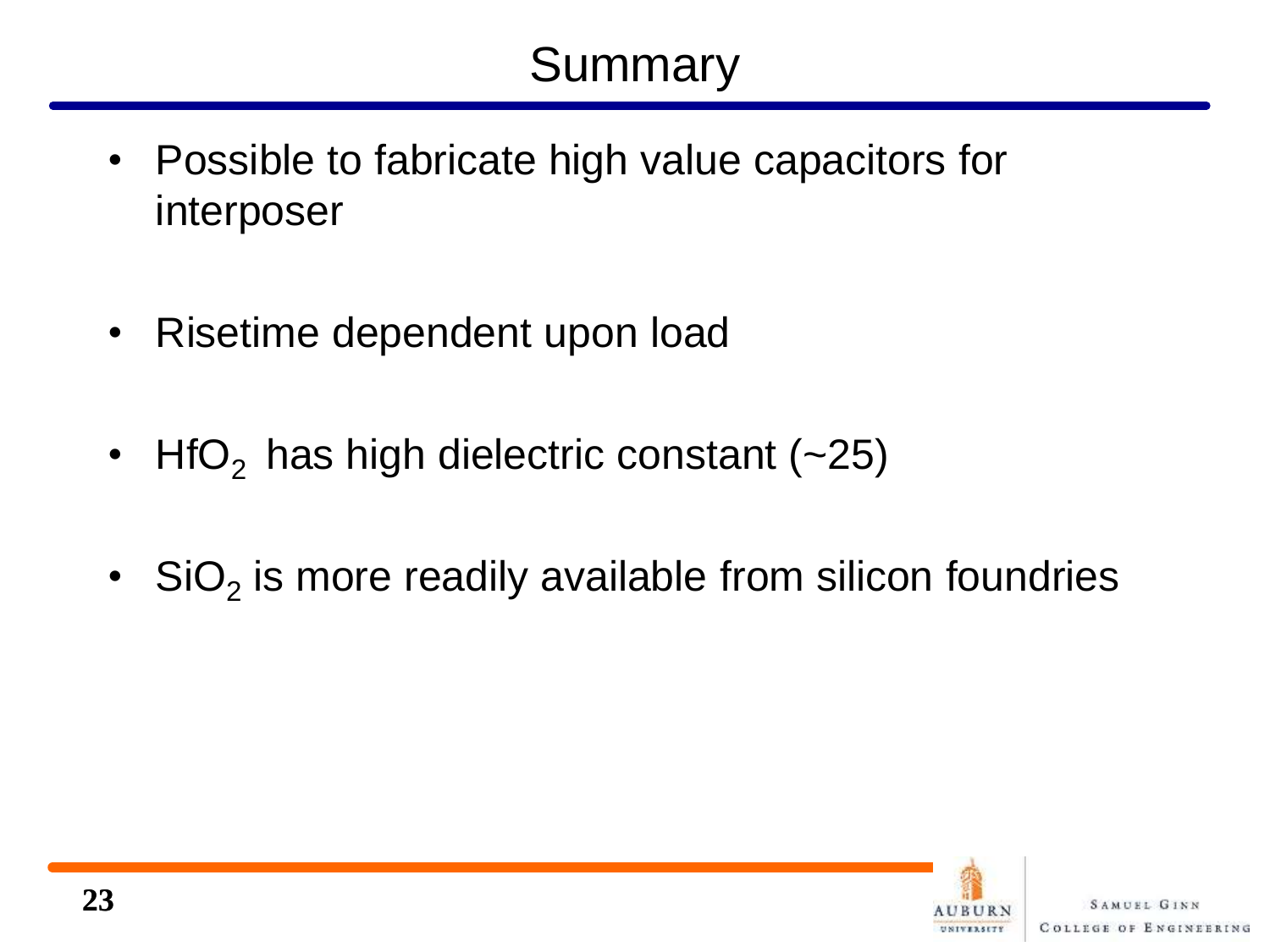# Summary

- Possible to fabricate high value capacitors for interposer
- Risetime dependent upon load
- $HfO_2$ has high dielectric constant (~25)
- $SiO_2$ is more readily available from silicon foundries